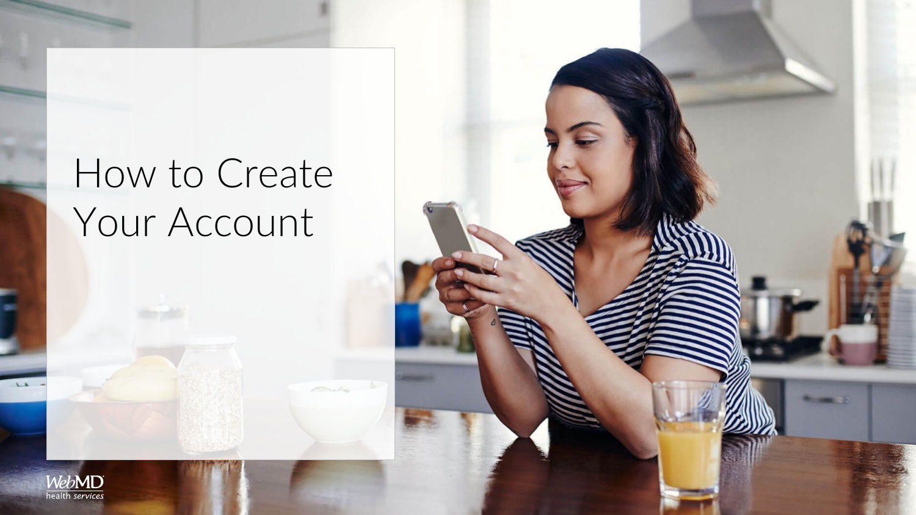# How to Create Your Account

WebMD health services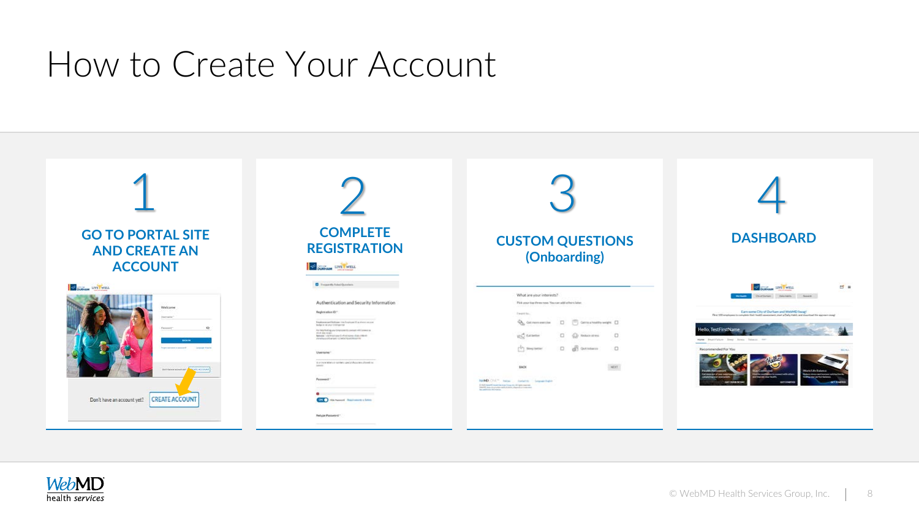# How to Create Your Account

1

**GO TO PORTAL SITE AND CREATE AN ACCOUNT**

Don't have an account yet? CREATE ACCOUNT

2

**COMPLETE REGISTRATION**

3

**CUSTOM QUESTIONS (Onboarding)**

4

**DASHBOARD**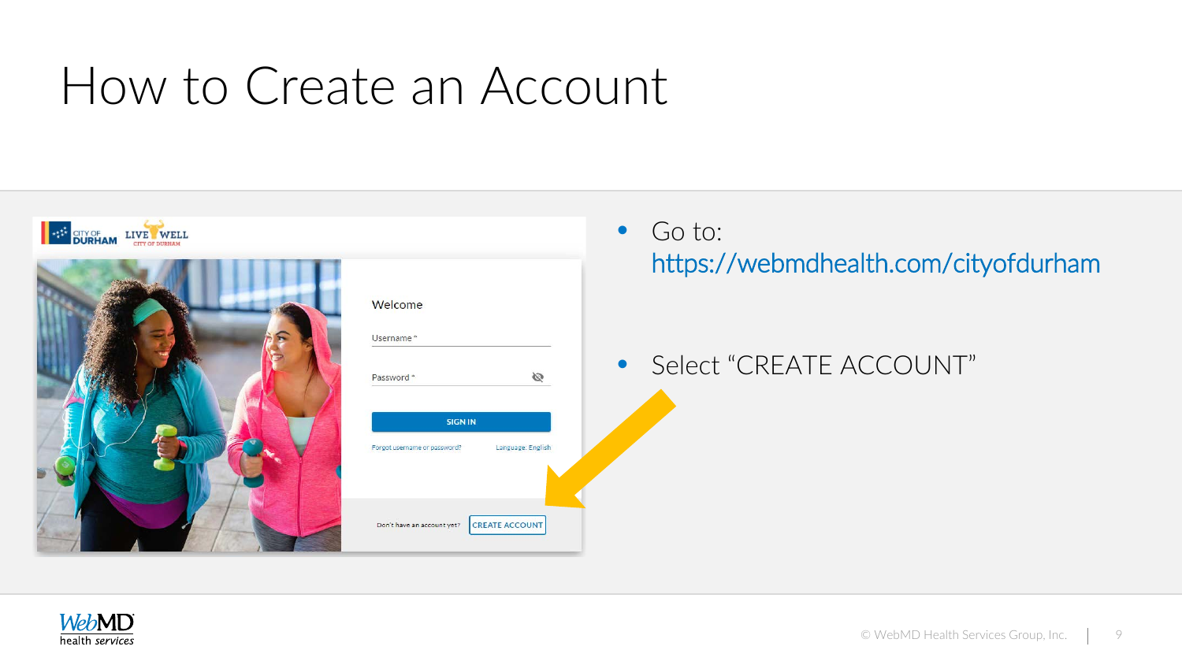# How to Create an Account

- Go to: https://webmdhealth.com/cityofdurham
- Select "CREATE ACCOUNT"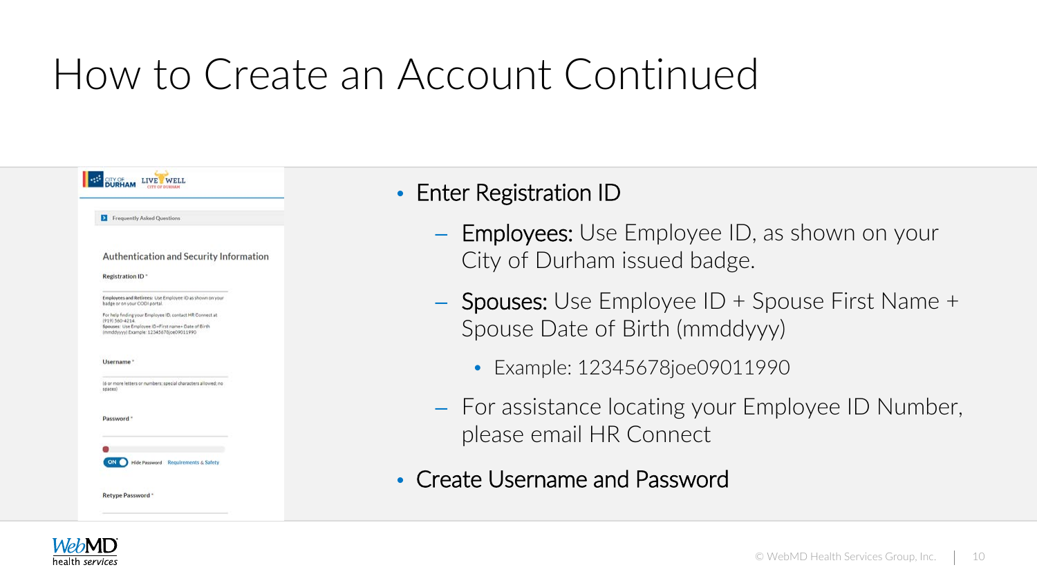# How to Create an Account Continued

- Enter Registration ID
  - **Employees:** Use Employee ID, as shown on your City of Durham issued badge.
  - **Spouses:** Use Employee ID + Spouse First Name + Spouse Date of Birth (mmddyyy)
    - Example: 12345678joe09011990
  - For assistance locating your Employee ID Number, please email HR Connect
- Create Username and Password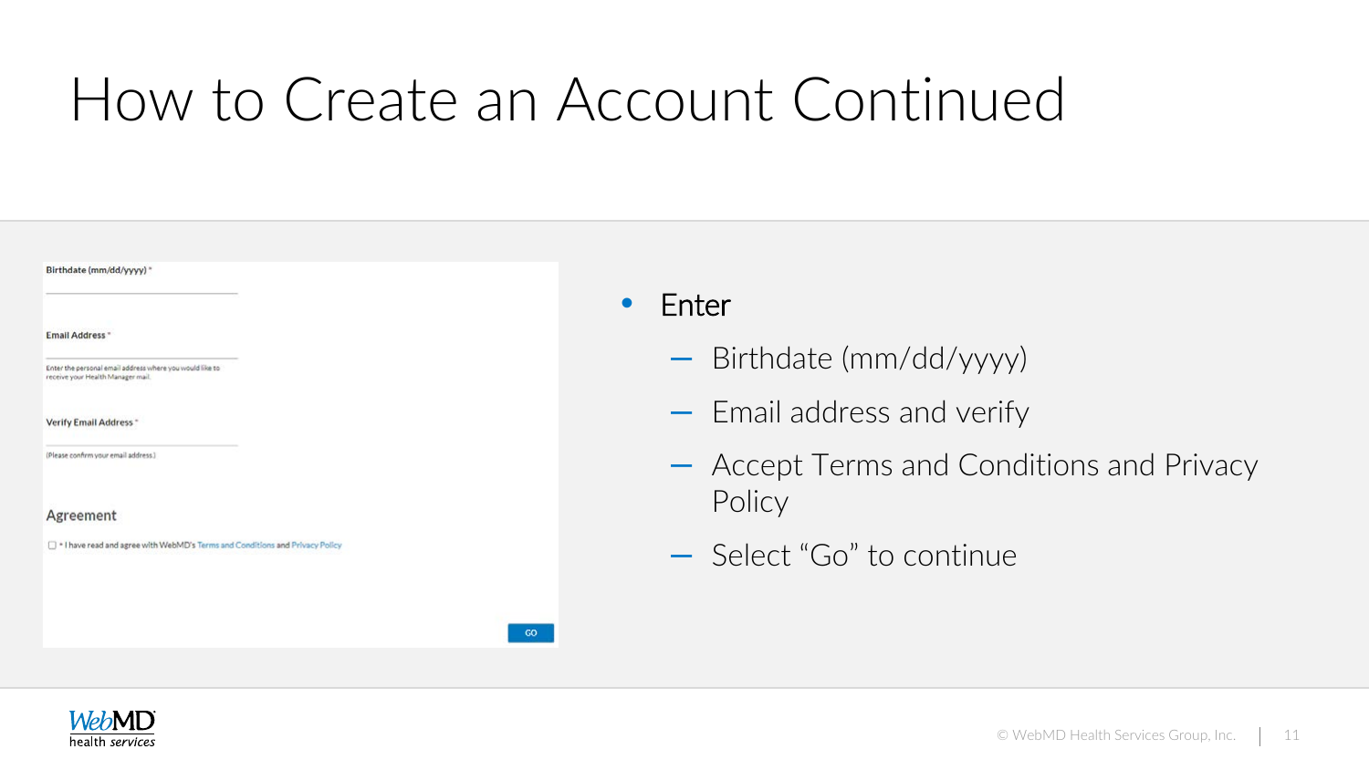# How to Create an Account Continued

Birthdate (mm/dd/yyyy) *

Email Address *

Enter the personal email address where you would like to receive your Health Manager mail.

Verify Email Address *

(Please confirm your email address.)

Agreement

* I have read and agree with WebMD's Terms and Conditions and Privacy Policy

GO

- Enter
  - Birthdate (mm/dd/yyyy)
  - Email address and verify
  - Accept Terms and Conditions and Privacy Policy
  - Select "Go" to continue

© WebMD Health Services Group, Inc.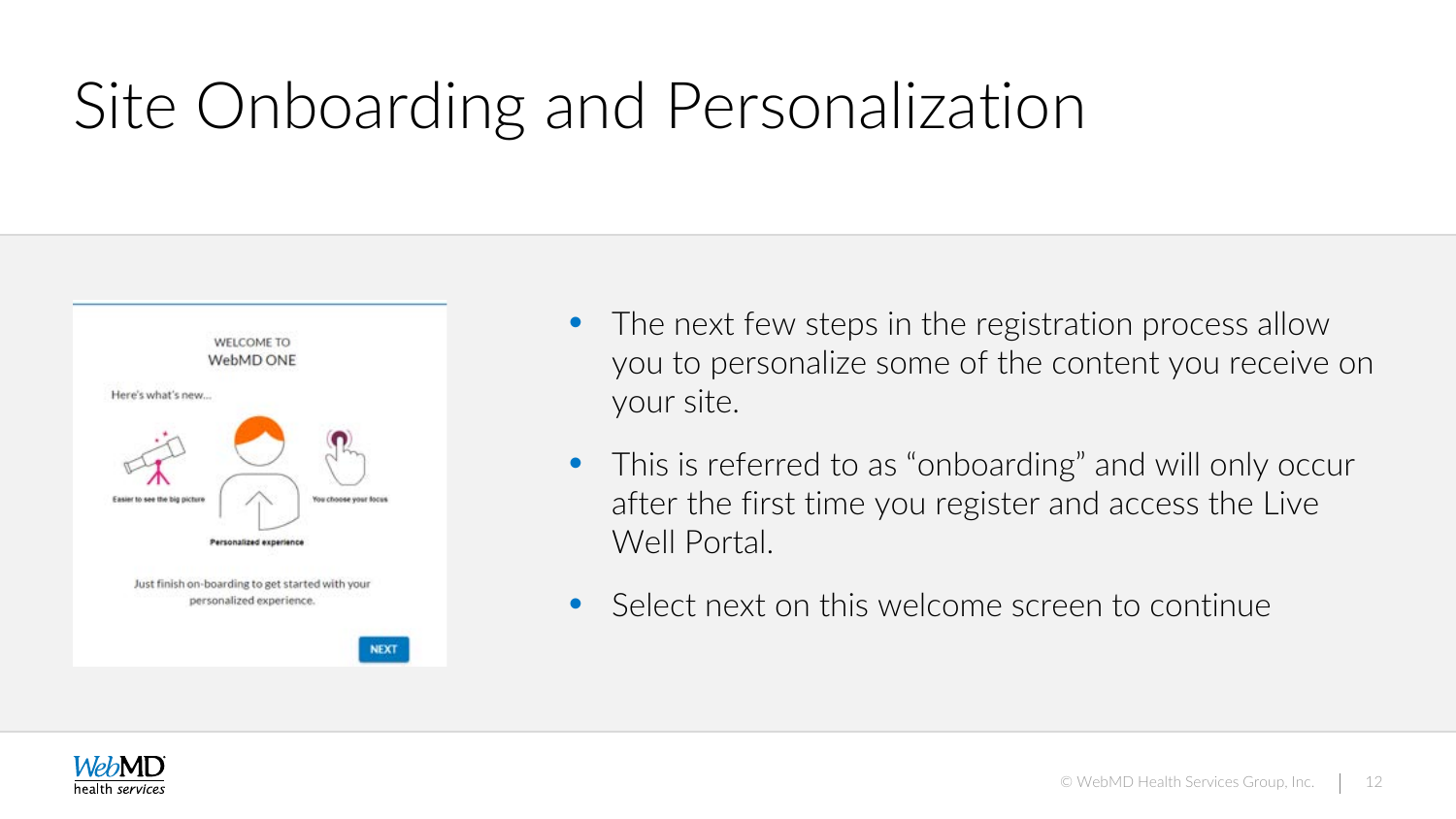# Site Onboarding and Personalization

WELCOME TO
WebMD ONE

Here's what's new...

Easier to see the big picture

Personalized experience

You choose your focus

Just finish on-boarding to get started with your personalized experience.

NEXT

- The next few steps in the registration process allow you to personalize some of the content you receive on your site.
- This is referred to as "onboarding" and will only occur after the first time you register and access the Live Well Portal.
- Select next on this welcome screen to continue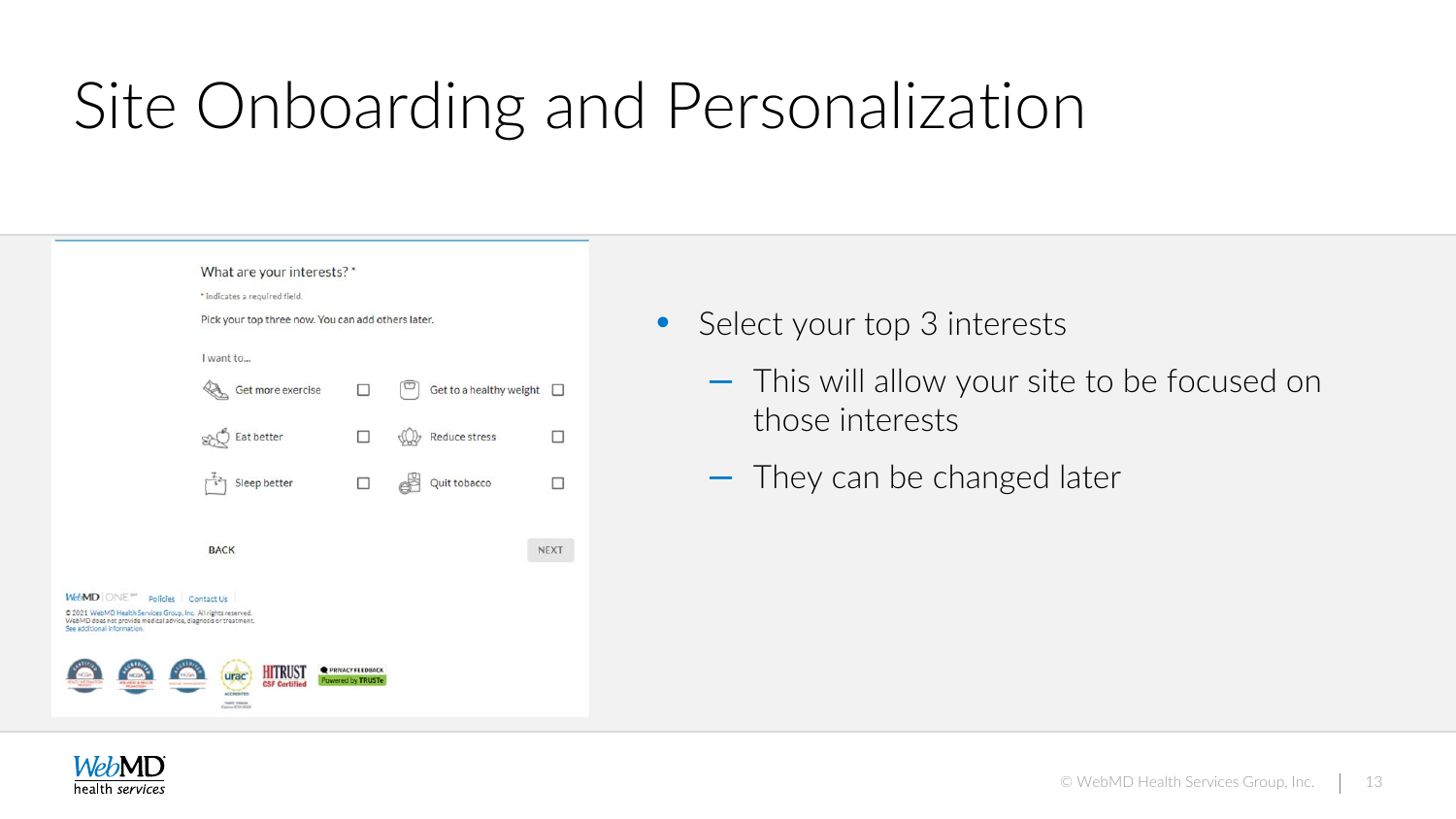# Site Onboarding and Personalization

What are your interests? *

* indicates a required field.

Pick your top three now. You can add others later.

I want to...

- Get more exercise ☐
- Get to a healthy weight ☐
- Eat better ☐
- Reduce stress ☐
- Sleep better ☐
- Quit tobacco ☐

BACK

NEXT

WebMD ONE Policies Contact Us

© 2021 WebMD Health Services Group, Inc. All rights reserved. WebMD does not provide medical advice, diagnosis or treatment. See additional information.

- Select your top 3 interests
  - This will allow your site to be focused on those interests
  - They can be changed later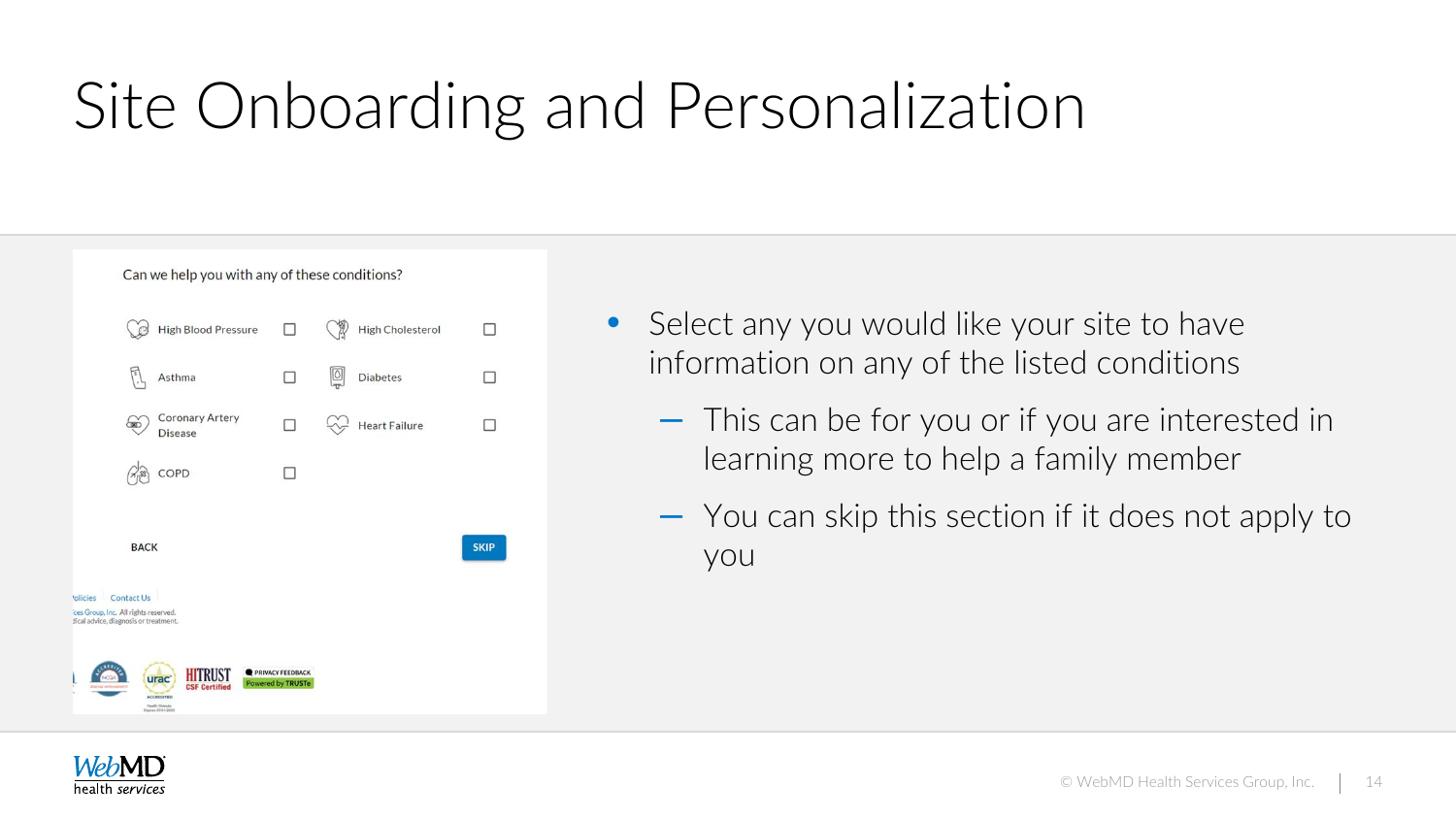# Site Onboarding and Personalization

Can we help you with any of these conditions?

- High Blood Pressure ☐
- High Cholesterol ☐
- Asthma ☐
- Diabetes ☐
- Coronary Artery Disease ☐
- Heart Failure ☐
- COPD ☐

BACK

SKIP

- Select any you would like your site to have information on any of the listed conditions
  - This can be for you or if you are interested in learning more to help a family member
  - You can skip this section if it does not apply to you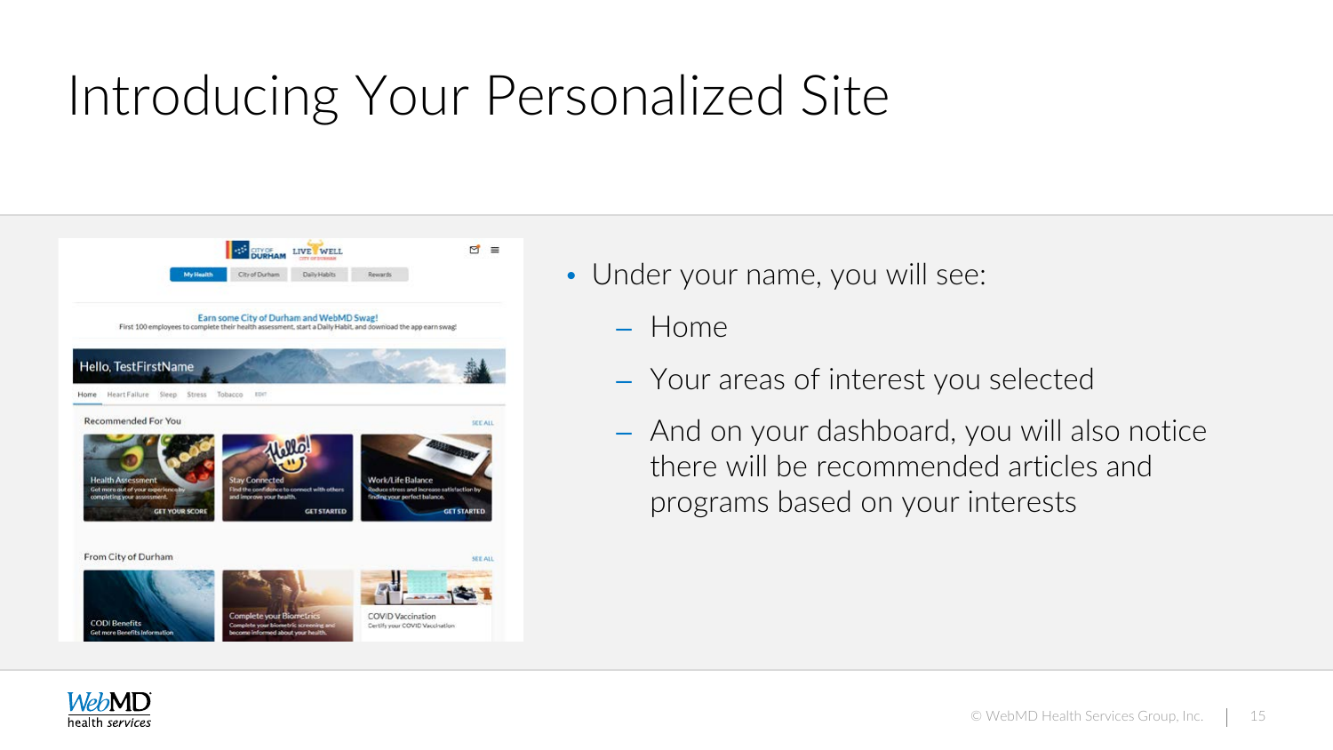# Introducing Your Personalized Site

- Under your name, you will see:
  - Home
  - Your areas of interest you selected
  - And on your dashboard, you will also notice there will be recommended articles and programs based on your interests